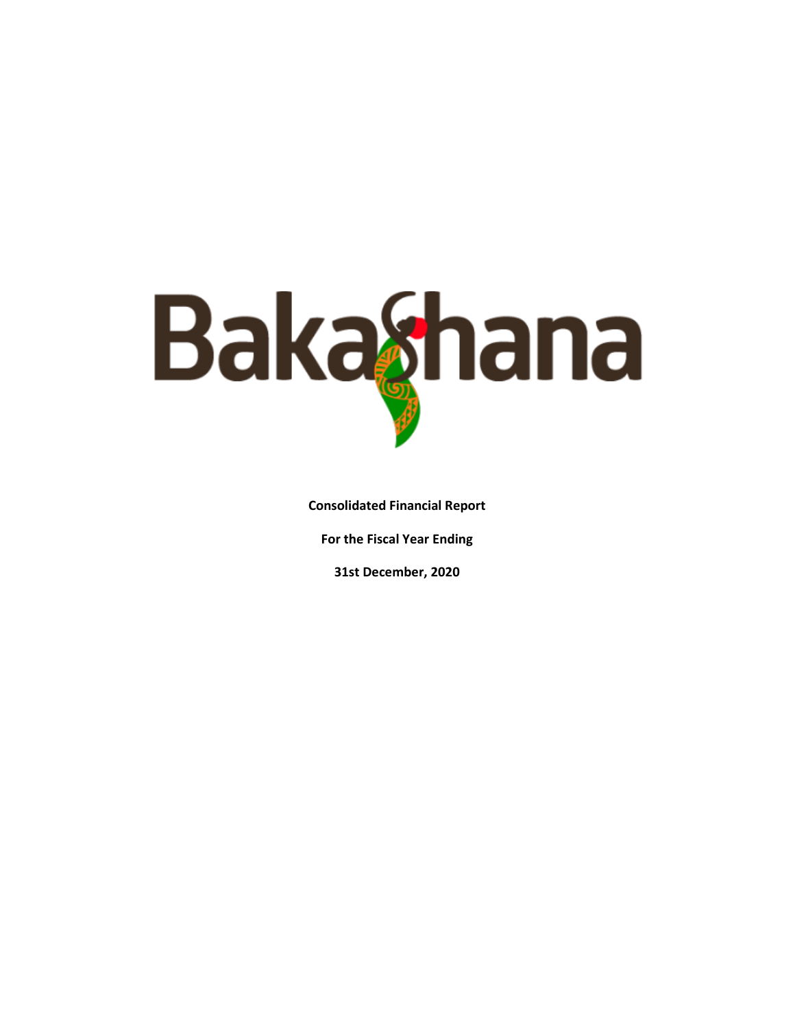# BakaShana

**Consolidated Financial Report**

**For the Fiscal Year Ending**

**31st December, 2020**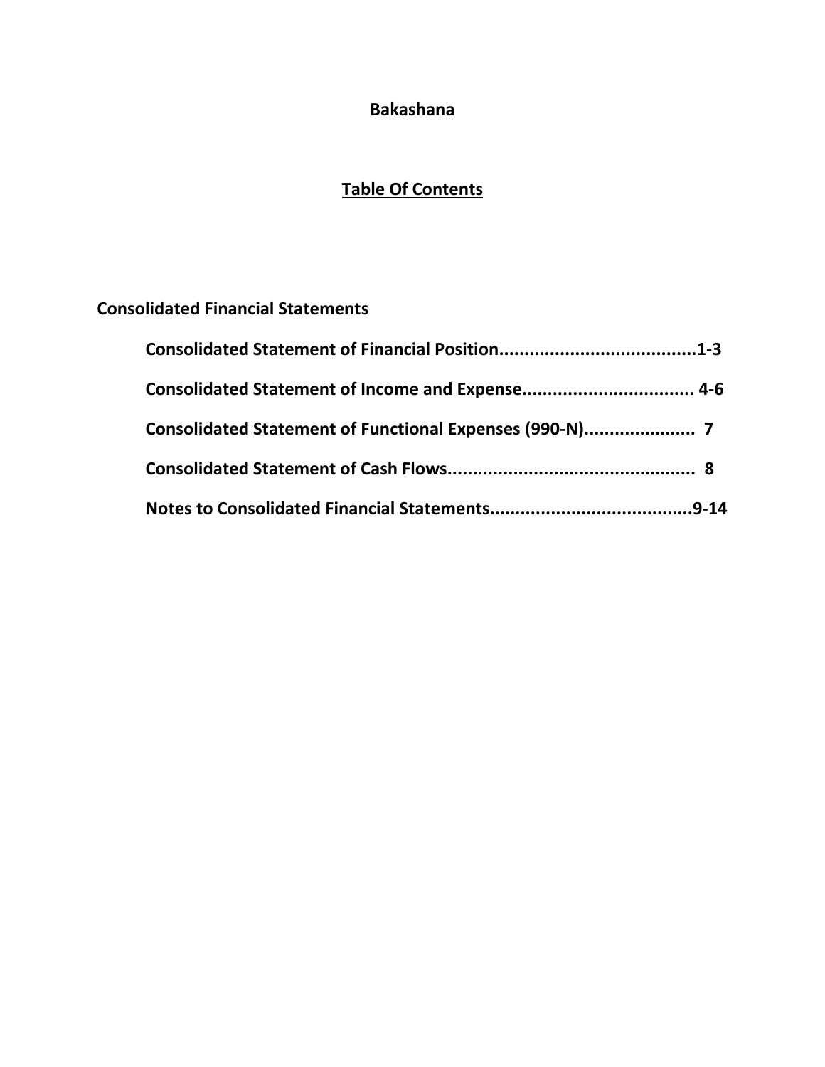# Bakashana

## Table Of Contents

### Consolidated Financial Statements

**Consolidated Statement of Financial Position......................................1-3**

**Consolidated Statement of Income and Expense................................. 4-6**

**Consolidated Statement of Functional Expenses (990-N)..................... 7**

**Consolidated Statement of Cash Flows................................................ 8**

**Notes to Consolidated Financial Statements.......................................9-14**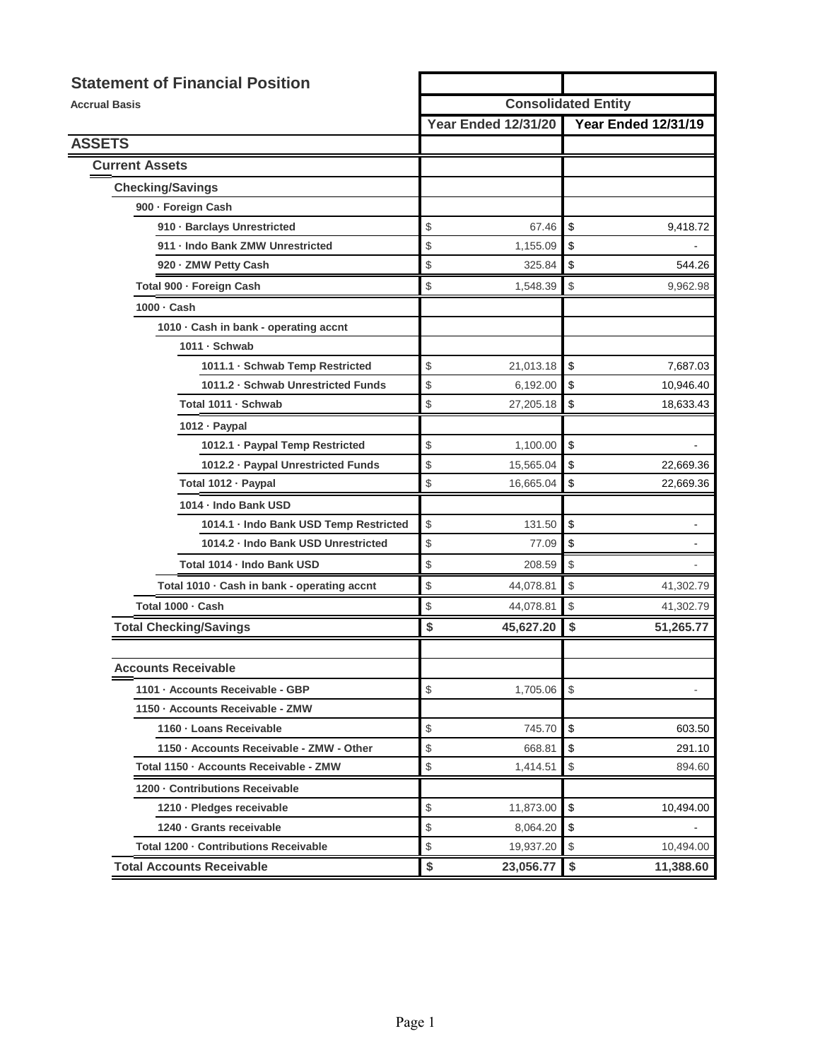## Statement of Financial Position

**Accrual Basis**

| | Consolidated Entity | |
|---|---|---|
| | **Year Ended 12/31/20** | **Year Ended 12/31/19** |
| **ASSETS** | | |
| **Current Assets** | | |
| **Checking/Savings** | | |
| 900 · Foreign Cash | | |
| 910 · Barclays Unrestricted | $ 67.46 | $ 9,418.72 |
| 911 · Indo Bank ZMW Unrestricted | $ 1,155.09 | $ - |
| 920 · ZMW Petty Cash | $ 325.84 | $ 544.26 |
| Total 900 · Foreign Cash | $ 1,548.39 | $ 9,962.98 |
| 1000 · Cash | | |
| 1010 · Cash in bank - operating accnt | | |
| 1011 · Schwab | | |
| 1011.1 · Schwab Temp Restricted | $ 21,013.18 | $ 7,687.03 |
| 1011.2 · Schwab Unrestricted Funds | $ 6,192.00 | $ 10,946.40 |
| Total 1011 · Schwab | $ 27,205.18 | $ 18,633.43 |
| 1012 · Paypal | | |
| 1012.1 · Paypal Temp Restricted | $ 1,100.00 | $ - |
| 1012.2 · Paypal Unrestricted Funds | $ 15,565.04 | $ 22,669.36 |
| Total 1012 · Paypal | $ 16,665.04 | $ 22,669.36 |
| 1014 · Indo Bank USD | | |
| 1014.1 · Indo Bank USD Temp Restricted | $ 131.50 | $ - |
| 1014.2 · Indo Bank USD Unrestricted | $ 77.09 | $ - |
| Total 1014 · Indo Bank USD | $ 208.59 | $ - |
| Total 1010 · Cash in bank - operating accnt | $ 44,078.81 | $ 41,302.79 |
| Total 1000 · Cash | $ 44,078.81 | $ 41,302.79 |
| **Total Checking/Savings** | **$ 45,627.20** | **$ 51,265.77** |
| | | |
| **Accounts Receivable** | | |
| 1101 · Accounts Receivable - GBP | $ 1,705.06 | $ - |
| 1150 · Accounts Receivable - ZMW | | |
| 1160 · Loans Receivable | $ 745.70 | $ 603.50 |
| 1150 · Accounts Receivable - ZMW - Other | $ 668.81 | $ 291.10 |
| Total 1150 · Accounts Receivable - ZMW | $ 1,414.51 | $ 894.60 |
| 1200 · Contributions Receivable | | |
| 1210 · Pledges receivable | $ 11,873.00 | $ 10,494.00 |
| 1240 · Grants receivable | $ 8,064.20 | $ - |
| Total 1200 · Contributions Receivable | $ 19,937.20 | $ 10,494.00 |
| **Total Accounts Receivable** | **$ 23,056.77** | **$ 11,388.60** |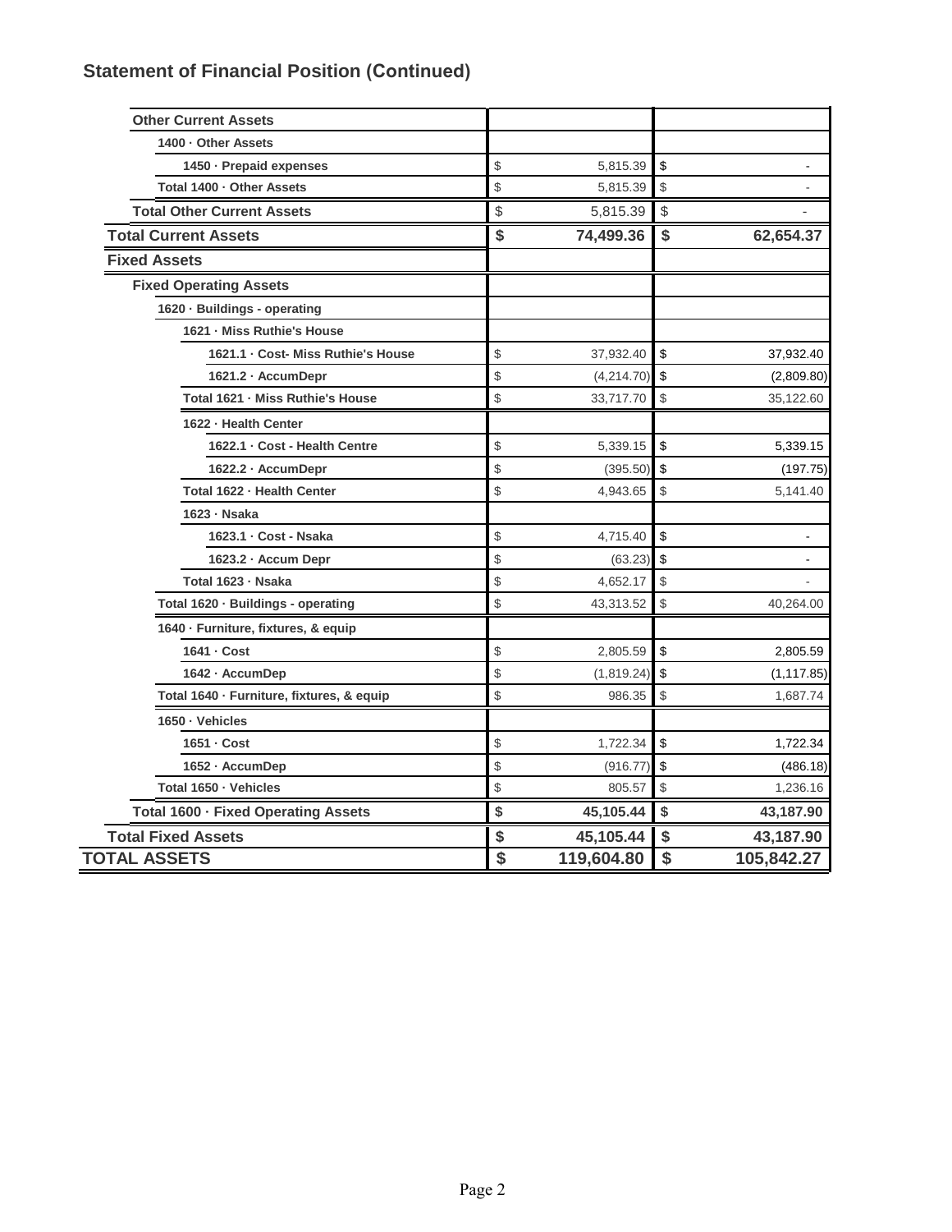## Statement of Financial Position (Continued)

| | | |
|---|---|---|
| **Other Current Assets** | | |
| **1400 · Other Assets** | | |
| **1450 · Prepaid expenses** | $ 5,815.39 | $ - |
| **Total 1400 · Other Assets** | $ 5,815.39 | $ - |
| **Total Other Current Assets** | $ 5,815.39 | $ - |
| **Total Current Assets** | **$ 74,499.36** | **$ 62,654.37** |
| **Fixed Assets** | | |
| **Fixed Operating Assets** | | |
| **1620 · Buildings - operating** | | |
| **1621 · Miss Ruthie's House** | | |
| **1621.1 · Cost- Miss Ruthie's House** | $ 37,932.40 | $ 37,932.40 |
| **1621.2 · AccumDepr** | $ (4,214.70) | $ (2,809.80) |
| **Total 1621 · Miss Ruthie's House** | $ 33,717.70 | $ 35,122.60 |
| **1622 · Health Center** | | |
| **1622.1 · Cost - Health Centre** | $ 5,339.15 | $ 5,339.15 |
| **1622.2 · AccumDepr** | $ (395.50) | $ (197.75) |
| **Total 1622 · Health Center** | $ 4,943.65 | $ 5,141.40 |
| **1623 · Nsaka** | | |
| **1623.1 · Cost - Nsaka** | $ 4,715.40 | $ - |
| **1623.2 · Accum Depr** | $ (63.23) | $ - |
| **Total 1623 · Nsaka** | $ 4,652.17 | $ - |
| **Total 1620 · Buildings - operating** | $ 43,313.52 | $ 40,264.00 |
| **1640 · Furniture, fixtures, & equip** | | |
| **1641 · Cost** | $ 2,805.59 | $ 2,805.59 |
| **1642 · AccumDep** | $ (1,819.24) | $ (1,117.85) |
| **Total 1640 · Furniture, fixtures, & equip** | $ 986.35 | $ 1,687.74 |
| **1650 · Vehicles** | | |
| **1651 · Cost** | $ 1,722.34 | $ 1,722.34 |
| **1652 · AccumDep** | $ (916.77) | $ (486.18) |
| **Total 1650 · Vehicles** | $ 805.57 | $ 1,236.16 |
| **Total 1600 · Fixed Operating Assets** | **$ 45,105.44** | **$ 43,187.90** |
| **Total Fixed Assets** | **$ 45,105.44** | **$ 43,187.90** |
| **TOTAL ASSETS** | **$ 119,604.80** | **$ 105,842.27** |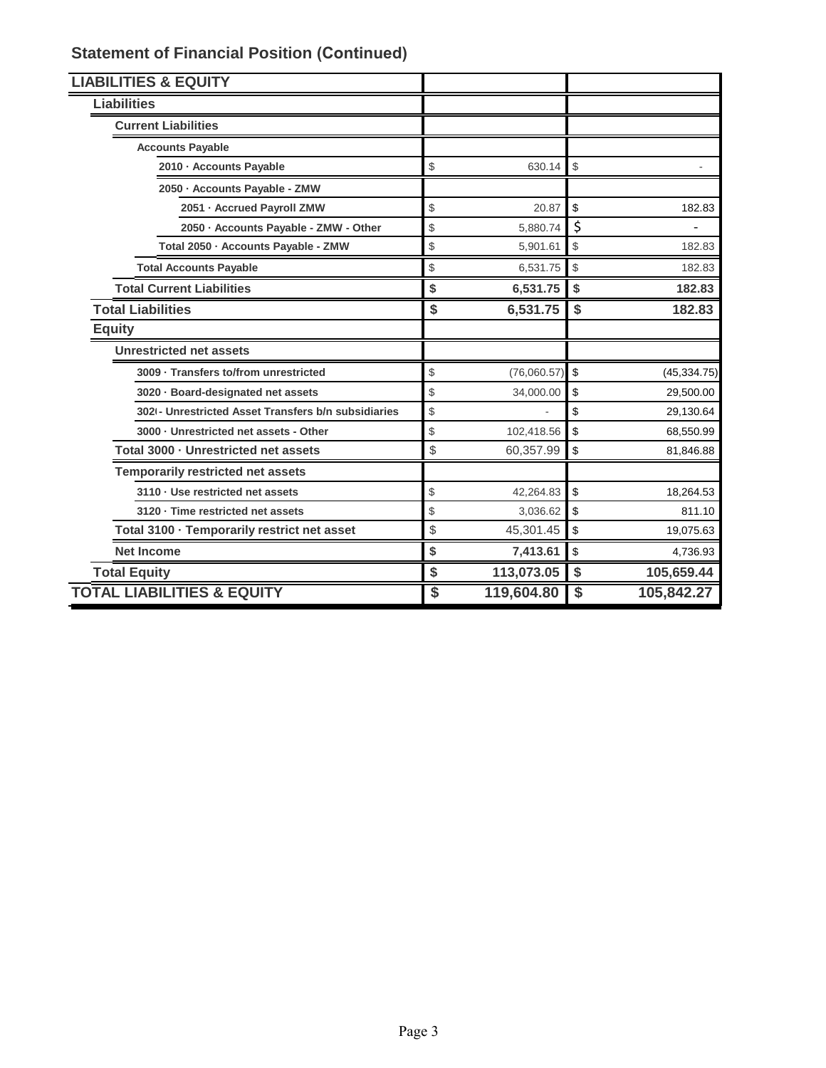## Statement of Financial Position (Continued)

| LIABILITIES & EQUITY | | |
|---|---|---|
| **Liabilities** | | |
| **Current Liabilities** | | |
| **Accounts Payable** | | |
| 2010 · Accounts Payable | $ 630.14 | $ - |
| 2050 · Accounts Payable - ZMW | | |
| 2051 · Accrued Payroll ZMW | $ 20.87 | $ 182.83 |
| 2050 · Accounts Payable - ZMW - Other | $ 5,880.74 | $ - |
| Total 2050 · Accounts Payable - ZMW | $ 5,901.61 | $ 182.83 |
| **Total Accounts Payable** | $ 6,531.75 | $ 182.83 |
| **Total Current Liabilities** | **$ 6,531.75** | **$ 182.83** |
| **Total Liabilities** | **$ 6,531.75** | **$ 182.83** |
| **Equity** | | |
| **Unrestricted net assets** | | |
| 3009 · Transfers to/from unrestricted | $ (76,060.57) | $ (45,334.75) |
| 3020 · Board-designated net assets | $ 34,000.00 | $ 29,500.00 |
| 302( - Unrestricted Asset Transfers b/n subsidiaries | $ - | $ 29,130.64 |
| 3000 · Unrestricted net assets - Other | $ 102,418.56 | $ 68,550.99 |
| Total 3000 · Unrestricted net assets | $ 60,357.99 | $ 81,846.88 |
| **Temporarily restricted net assets** | | |
| 3110 · Use restricted net assets | $ 42,264.83 | $ 18,264.53 |
| 3120 · Time restricted net assets | $ 3,036.62 | $ 811.10 |
| Total 3100 · Temporarily restrict net asset | $ 45,301.45 | $ 19,075.63 |
| **Net Income** | **$ 7,413.61** | $ 4,736.93 |
| **Total Equity** | **$ 113,073.05** | **$ 105,659.44** |
| **TOTAL LIABILITIES & EQUITY** | **$ 119,604.80** | **$ 105,842.27** |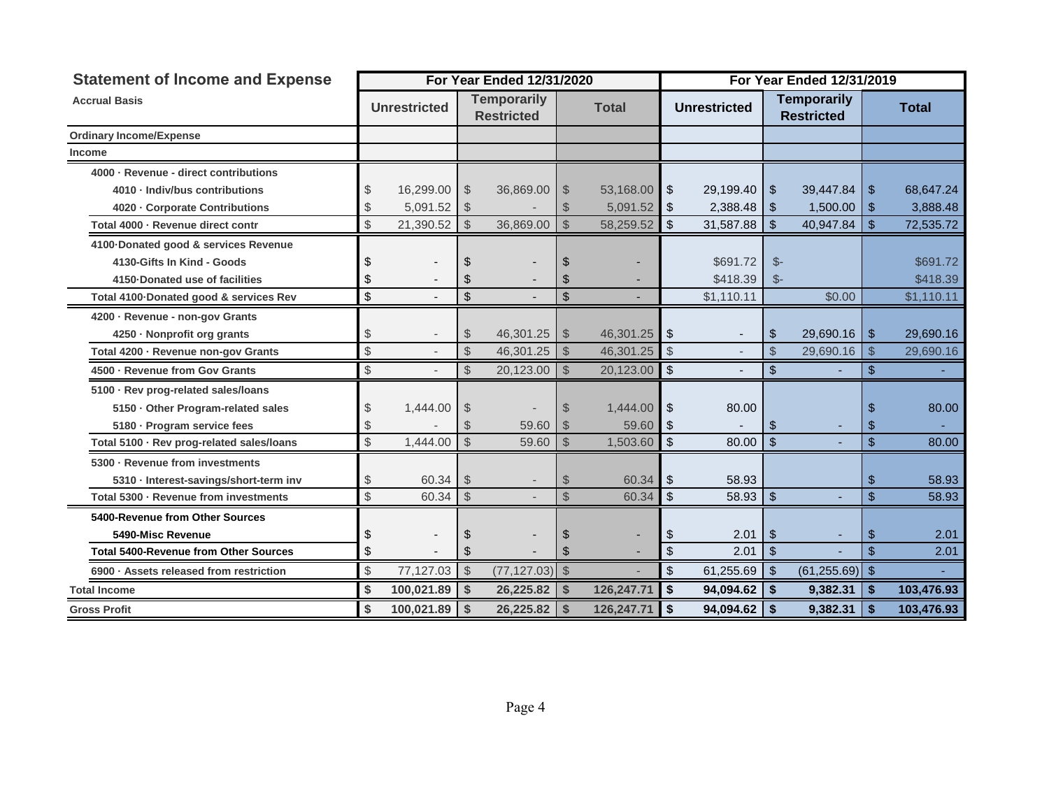## Statement of Income and Expense

**Accrual Basis**

| | For Year Ended 12/31/2020 | | | For Year Ended 12/31/2019 | | |
|---|---|---|---|---|---|---|
| | Unrestricted | Temporarily Restricted | Total | Unrestricted | Temporarily Restricted | Total |
| **Ordinary Income/Expense** | | | | | | |
| **Income** | | | | | | |
| **4000 · Revenue - direct contributions** | | | | | | |
| **4010 · Indiv/bus contributions** | $ 16,299.00 | $ 36,869.00 | $ 53,168.00 | $ 29,199.40 | $ 39,447.84 | $ 68,647.24 |
| **4020 · Corporate Contributions** | $ 5,091.52 | $ - | $ 5,091.52 | $ 2,388.48 | $ 1,500.00 | $ 3,888.48 |
| **Total 4000 · Revenue direct contr** | $ 21,390.52 | $ 36,869.00 | $ 58,259.52 | $ 31,587.88 | $ 40,947.84 | $ 72,535.72 |
| **4100·Donated good & services Revenue** | | | | | | |
| **4130-Gifts In Kind - Goods** | $ - | $ - | $ - | $691.72 | $- | $691.72 |
| **4150·Donated use of facilities** | $ - | $ - | $ - | $418.39 | $- | $418.39 |
| **Total 4100·Donated good & services Rev** | $ - | $ - | $ - | $1,110.11 | $0.00 | $1,110.11 |
| **4200 · Revenue - non-gov Grants** | | | | | | |
| **4250 · Nonprofit org grants** | $ - | $ 46,301.25 | $ 46,301.25 | $ - | $ 29,690.16 | $ 29,690.16 |
| **Total 4200 · Revenue non-gov Grants** | $ - | $ 46,301.25 | $ 46,301.25 | $ - | $ 29,690.16 | $ 29,690.16 |
| **4500 · Revenue from Gov Grants** | $ - | $ 20,123.00 | $ 20,123.00 | $ - | $ - | $ - |
| **5100 · Rev prog-related sales/loans** | | | | | | |
| **5150 · Other Program-related sales** | $ 1,444.00 | $ - | $ 1,444.00 | $ 80.00 | | $ 80.00 |
| **5180 · Program service fees** | $ - | $ 59.60 | $ 59.60 | $ - | $ - | $ - |
| **Total 5100 · Rev prog-related sales/loans** | $ 1,444.00 | $ 59.60 | $ 1,503.60 | $ 80.00 | $ - | $ 80.00 |
| **5300 · Revenue from investments** | | | | | | |
| **5310 · Interest-savings/short-term inv** | $ 60.34 | $ - | $ 60.34 | $ 58.93 | | $ 58.93 |
| **Total 5300 · Revenue from investments** | $ 60.34 | $ - | $ 60.34 | $ 58.93 | $ - | $ 58.93 |
| **5400-Revenue from Other Sources** | | | | | | |
| **5490-Misc Revenue** | $ - | $ - | $ - | $ 2.01 | $ - | $ 2.01 |
| **Total 5400-Revenue from Other Sources** | $ - | $ - | $ - | $ 2.01 | $ - | $ 2.01 |
| **6900 · Assets released from restriction** | $ 77,127.03 | $ (77,127.03) | $ - | $ 61,255.69 | $ (61,255.69) | $ - |
| **Total Income** | **$ 100,021.89** | **$ 26,225.82** | **$ 126,247.71** | **$ 94,094.62** | **$ 9,382.31** | **$ 103,476.93** |
| **Gross Profit** | **$ 100,021.89** | **$ 26,225.82** | **$ 126,247.71** | **$ 94,094.62** | **$ 9,382.31** | **$ 103,476.93** |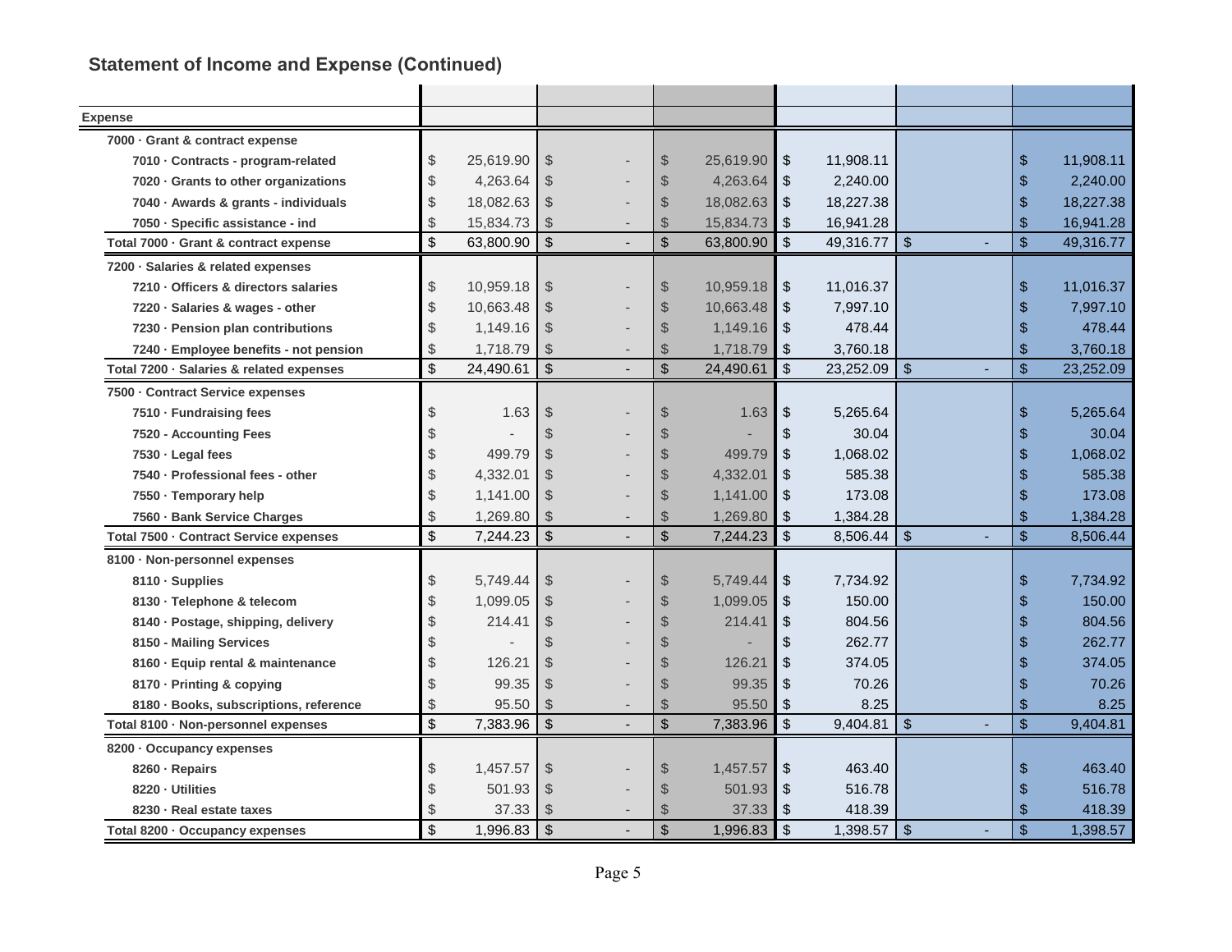## Statement of Income and Expense (Continued)

| Expense | | | | | | |
|---|---|---|---|---|---|---|
| **7000 · Grant & contract expense** | | | | | | |
| 7010 · Contracts - program-related | $ 25,619.90 | $ - | $ 25,619.90 | $ 11,908.11 | | $ 11,908.11 |
| 7020 · Grants to other organizations | $ 4,263.64 | $ - | $ 4,263.64 | $ 2,240.00 | | $ 2,240.00 |
| 7040 · Awards & grants - individuals | $ 18,082.63 | $ - | $ 18,082.63 | $ 18,227.38 | | $ 18,227.38 |
| 7050 · Specific assistance - ind | $ 15,834.73 | $ - | $ 15,834.73 | $ 16,941.28 | | $ 16,941.28 |
| **Total 7000 · Grant & contract expense** | $ 63,800.90 | $ - | $ 63,800.90 | $ 49,316.77 | $ - | $ 49,316.77 |
| **7200 · Salaries & related expenses** | | | | | | |
| 7210 · Officers & directors salaries | $ 10,959.18 | $ - | $ 10,959.18 | $ 11,016.37 | | $ 11,016.37 |
| 7220 · Salaries & wages - other | $ 10,663.48 | $ - | $ 10,663.48 | $ 7,997.10 | | $ 7,997.10 |
| 7230 · Pension plan contributions | $ 1,149.16 | $ - | $ 1,149.16 | $ 478.44 | | $ 478.44 |
| 7240 · Employee benefits - not pension | $ 1,718.79 | $ - | $ 1,718.79 | $ 3,760.18 | | $ 3,760.18 |
| **Total 7200 · Salaries & related expenses** | $ 24,490.61 | $ - | $ 24,490.61 | $ 23,252.09 | $ - | $ 23,252.09 |
| **7500 · Contract Service expenses** | | | | | | |
| 7510 · Fundraising fees | $ 1.63 | $ - | $ 1.63 | $ 5,265.64 | | $ 5,265.64 |
| 7520 - Accounting Fees | $ - | $ - | $ - | $ 30.04 | | $ 30.04 |
| 7530 · Legal fees | $ 499.79 | $ - | $ 499.79 | $ 1,068.02 | | $ 1,068.02 |
| 7540 · Professional fees - other | $ 4,332.01 | $ - | $ 4,332.01 | $ 585.38 | | $ 585.38 |
| 7550 · Temporary help | $ 1,141.00 | $ - | $ 1,141.00 | $ 173.08 | | $ 173.08 |
| 7560 · Bank Service Charges | $ 1,269.80 | $ - | $ 1,269.80 | $ 1,384.28 | | $ 1,384.28 |
| **Total 7500 · Contract Service expenses** | $ 7,244.23 | $ - | $ 7,244.23 | $ 8,506.44 | $ - | $ 8,506.44 |
| **8100 · Non-personnel expenses** | | | | | | |
| 8110 · Supplies | $ 5,749.44 | $ - | $ 5,749.44 | $ 7,734.92 | | $ 7,734.92 |
| 8130 · Telephone & telecom | $ 1,099.05 | $ - | $ 1,099.05 | $ 150.00 | | $ 150.00 |
| 8140 · Postage, shipping, delivery | $ 214.41 | $ - | $ 214.41 | $ 804.56 | | $ 804.56 |
| 8150 - Mailing Services | $ - | $ - | $ - | $ 262.77 | | $ 262.77 |
| 8160 · Equip rental & maintenance | $ 126.21 | $ - | $ 126.21 | $ 374.05 | | $ 374.05 |
| 8170 · Printing & copying | $ 99.35 | $ - | $ 99.35 | $ 70.26 | | $ 70.26 |
| 8180 · Books, subscriptions, reference | $ 95.50 | $ - | $ 95.50 | $ 8.25 | | $ 8.25 |
| **Total 8100 · Non-personnel expenses** | $ 7,383.96 | $ - | $ 7,383.96 | $ 9,404.81 | $ - | $ 9,404.81 |
| **8200 · Occupancy expenses** | | | | | | |
| 8260 · Repairs | $ 1,457.57 | $ - | $ 1,457.57 | $ 463.40 | | $ 463.40 |
| 8220 · Utilities | $ 501.93 | $ - | $ 501.93 | $ 516.78 | | $ 516.78 |
| 8230 · Real estate taxes | $ 37.33 | $ - | $ 37.33 | $ 418.39 | | $ 418.39 |
| **Total 8200 · Occupancy expenses** | $ 1,996.83 | $ - | $ 1,996.83 | $ 1,398.57 | $ - | $ 1,398.57 |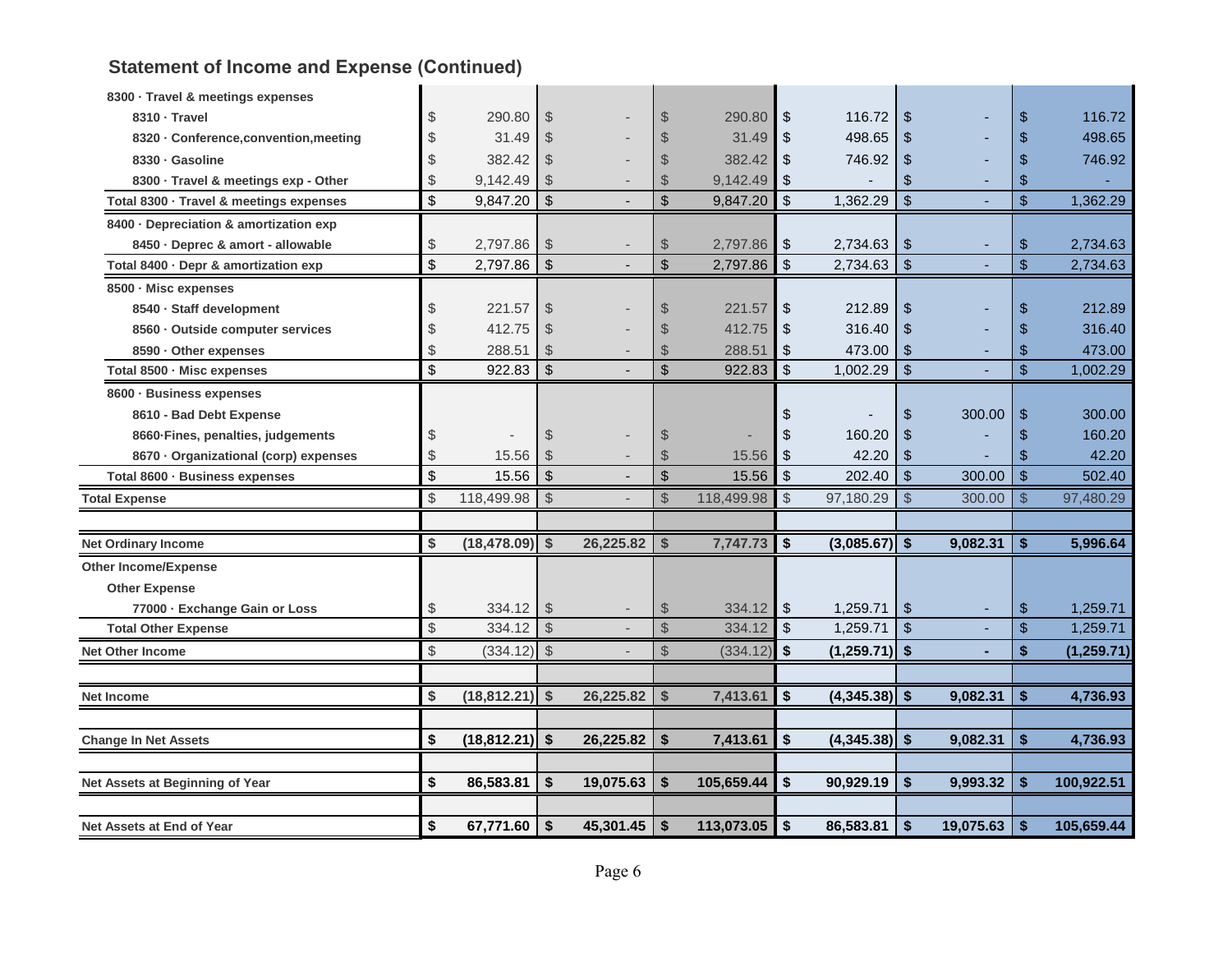## Statement of Income and Expense (Continued)

| | | | | | | |
|---|---|---|---|---|---|---|
| 8300 · Travel & meetings expenses | | | | | | |
| 8310 · Travel | $ 290.80 | $ - | $ 290.80 | $ 116.72 | $ - | $ 116.72 |
| 8320 · Conference,convention,meeting | $ 31.49 | $ - | $ 31.49 | $ 498.65 | $ - | $ 498.65 |
| 8330 · Gasoline | $ 382.42 | $ - | $ 382.42 | $ 746.92 | $ - | $ 746.92 |
| 8300 · Travel & meetings exp - Other | $ 9,142.49 | $ - | $ 9,142.49 | $ - | $ - | $ - |
| Total 8300 · Travel & meetings expenses | $ 9,847.20 | $ - | $ 9,847.20 | $ 1,362.29 | $ - | $ 1,362.29 |
| 8400 · Depreciation & amortization exp | | | | | | |
| 8450 · Deprec & amort - allowable | $ 2,797.86 | $ - | $ 2,797.86 | $ 2,734.63 | $ - | $ 2,734.63 |
| Total 8400 · Depr & amortization exp | $ 2,797.86 | $ - | $ 2,797.86 | $ 2,734.63 | $ - | $ 2,734.63 |
| 8500 · Misc expenses | | | | | | |
| 8540 · Staff development | $ 221.57 | $ - | $ 221.57 | $ 212.89 | $ - | $ 212.89 |
| 8560 · Outside computer services | $ 412.75 | $ - | $ 412.75 | $ 316.40 | $ - | $ 316.40 |
| 8590 · Other expenses | $ 288.51 | $ - | $ 288.51 | $ 473.00 | $ - | $ 473.00 |
| Total 8500 · Misc expenses | $ 922.83 | $ - | $ 922.83 | $ 1,002.29 | $ - | $ 1,002.29 |
| 8600 · Business expenses | | | | | | |
| 8610 - Bad Debt Expense | | | | $ - | $ 300.00 | $ 300.00 |
| 8660·Fines, penalties, judgements | $ - | $ - | $ - | $ 160.20 | $ - | $ 160.20 |
| 8670 · Organizational (corp) expenses | $ 15.56 | $ - | $ 15.56 | $ 42.20 | $ - | $ 42.20 |
| Total 8600 · Business expenses | $ 15.56 | $ - | $ 15.56 | $ 202.40 | $ 300.00 | $ 502.40 |
| Total Expense | $ 118,499.98 | $ - | $ 118,499.98 | $ 97,180.29 | $ 300.00 | $ 97,480.29 |
| Net Ordinary Income | $ (18,478.09) | $ 26,225.82 | $ 7,747.73 | $ (3,085.67) | $ 9,082.31 | $ 5,996.64 |
| Other Income/Expense | | | | | | |
| Other Expense | | | | | | |
| 77000 · Exchange Gain or Loss | $ 334.12 | $ - | $ 334.12 | $ 1,259.71 | $ - | $ 1,259.71 |
| Total Other Expense | $ 334.12 | $ - | $ 334.12 | $ 1,259.71 | $ - | $ 1,259.71 |
| Net Other Income | $ (334.12) | $ - | $ (334.12) | $ (1,259.71) | $ - | $ (1,259.71) |
| Net Income | $ (18,812.21) | $ 26,225.82 | $ 7,413.61 | $ (4,345.38) | $ 9,082.31 | $ 4,736.93 |
| Change In Net Assets | $ (18,812.21) | $ 26,225.82 | $ 7,413.61 | $ (4,345.38) | $ 9,082.31 | $ 4,736.93 |
| Net Assets at Beginning of Year | $ 86,583.81 | $ 19,075.63 | $ 105,659.44 | $ 90,929.19 | $ 9,993.32 | $ 100,922.51 |
| Net Assets at End of Year | $ 67,771.60 | $ 45,301.45 | $ 113,073.05 | $ 86,583.81 | $ 19,075.63 | $ 105,659.44 |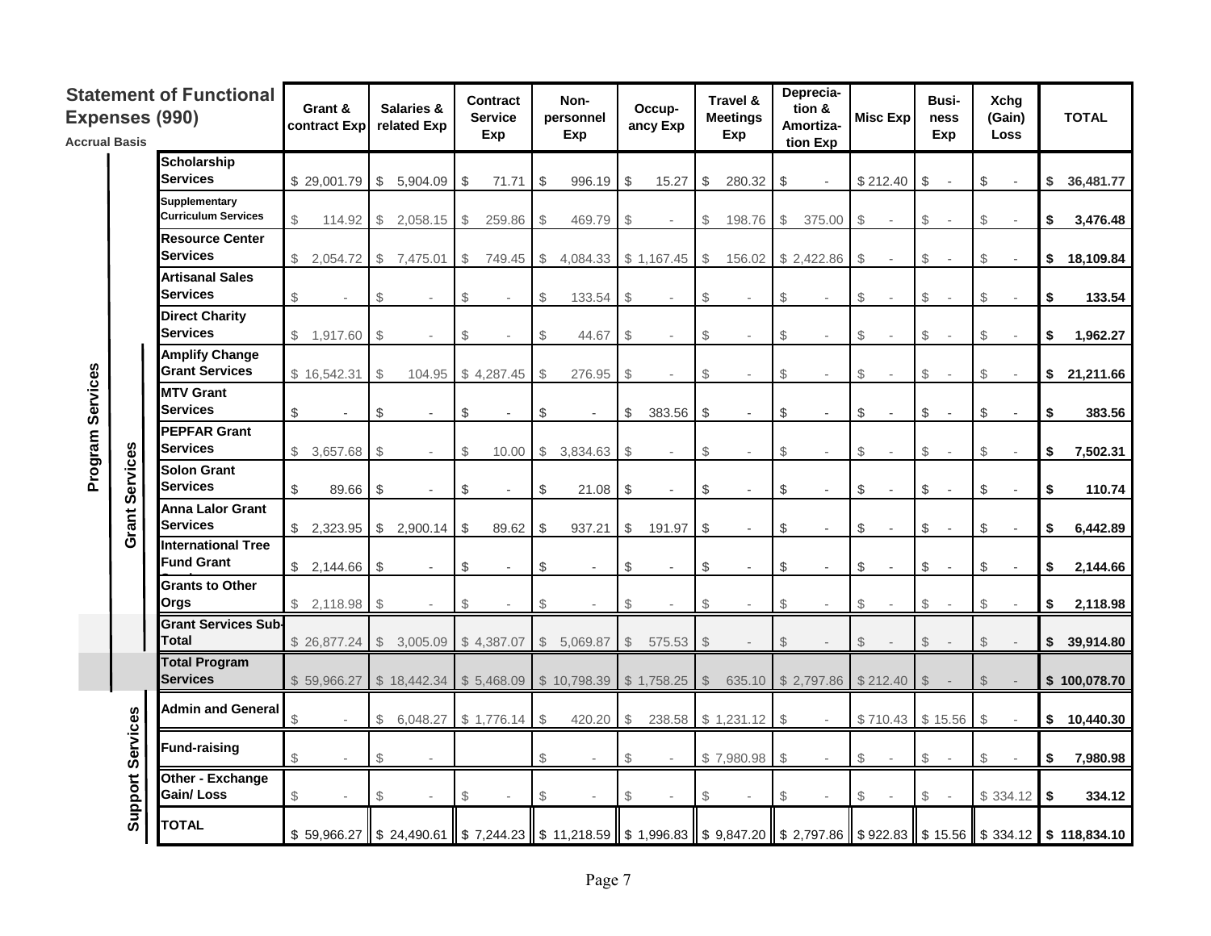## Statement of Functional Expenses (990)

**Accrual Basis**

| | | | Grant & contract Exp | Salaries & related Exp | Contract Service Exp | Non-personnel Exp | Occupancy Exp | Travel & Meetings Exp | Depreciation & Amortization Exp | Misc Exp | Business Exp | Xchg (Gain) Loss | TOTAL |
|---|---|---|---|---|---|---|---|---|---|---|---|---|---|
| Program Services | | Scholarship Services | $ 29,001.79 | $ 5,904.09 | $ 71.71 | $ 996.19 | $ 15.27 | $ 280.32 | $ - | $ 212.40 | $ - | $ - | **$ 36,481.77** |
| | | Supplementary Curriculum Services | $ 114.92 | $ 2,058.15 | $ 259.86 | $ 469.79 | $ - | $ 198.76 | $ 375.00 | $ - | $ - | $ - | **$ 3,476.48** |
| | | Resource Center Services | $ 2,054.72 | $ 7,475.01 | $ 749.45 | $ 4,084.33 | $ 1,167.45 | $ 156.02 | $ 2,422.86 | $ - | $ - | $ - | **$ 18,109.84** |
| | | Artisanal Sales Services | $ - | $ - | $ - | $ 133.54 | $ - | $ - | $ - | $ - | $ - | $ - | **$ 133.54** |
| | | Direct Charity Services | $ 1,917.60 | $ - | $ - | $ 44.67 | $ - | $ - | $ - | $ - | $ - | $ - | **$ 1,962.27** |
| | Grant Services | Amplify Change Grant Services | $ 16,542.31 | $ 104.95 | $ 4,287.45 | $ 276.95 | $ - | $ - | $ - | $ - | $ - | $ - | **$ 21,211.66** |
| | | MTV Grant Services | $ - | $ - | $ - | $ - | $ 383.56 | $ - | $ - | $ - | $ - | $ - | **$ 383.56** |
| | | PEPFAR Grant Services | $ 3,657.68 | $ - | $ 10.00 | $ 3,834.63 | $ - | $ - | $ - | $ - | $ - | $ - | **$ 7,502.31** |
| | | Solon Grant Services | $ 89.66 | $ - | $ - | $ 21.08 | $ - | $ - | $ - | $ - | $ - | $ - | **$ 110.74** |
| | | Anna Lalor Grant Services | $ 2,323.95 | $ 2,900.14 | $ 89.62 | $ 937.21 | $ 191.97 | $ - | $ - | $ - | $ - | $ - | **$ 6,442.89** |
| | | International Tree Fund Grant | $ 2,144.66 | $ - | $ - | $ - | $ - | $ - | $ - | $ - | $ - | $ - | **$ 2,144.66** |
| | | Grants to Other Orgs | $ 2,118.98 | $ - | $ - | $ - | $ - | $ - | $ - | $ - | $ - | $ - | **$ 2,118.98** |
| | | **Grant Services Sub-Total** | $ 26,877.24 | $ 3,005.09 | $ 4,387.07 | $ 5,069.87 | $ 575.53 | $ - | $ - | $ - | $ - | $ - | **$ 39,914.80** |
| | | **Total Program Services** | $ 59,966.27 | $ 18,442.34 | $ 5,468.09 | $ 10,798.39 | $ 1,758.25 | $ 635.10 | $ 2,797.86 | $ 212.40 | $ - | $ - | **$ 100,078.70** |
| Support Services | | Admin and General | $ - | $ 6,048.27 | $ 1,776.14 | $ 420.20 | $ 238.58 | $ 1,231.12 | $ - | $ 710.43 | $ 15.56 | $ - | **$ 10,440.30** |
| | | Fund-raising | $ - | $ - | | $ - | $ - | $ 7,980.98 | $ - | $ - | $ - | $ - | **$ 7,980.98** |
| | | Other - Exchange Gain/ Loss | $ - | $ - | $ - | $ - | $ - | $ - | $ - | $ - | $ - | $ 334.12 | **$ 334.12** |
| | | **TOTAL** | $ 59,966.27 | $ 24,490.61 | $ 7,244.23 | $ 11,218.59 | $ 1,996.83 | $ 9,847.20 | $ 2,797.86 | $ 922.83 | $ 15.56 | $ 334.12 | **$ 118,834.10** |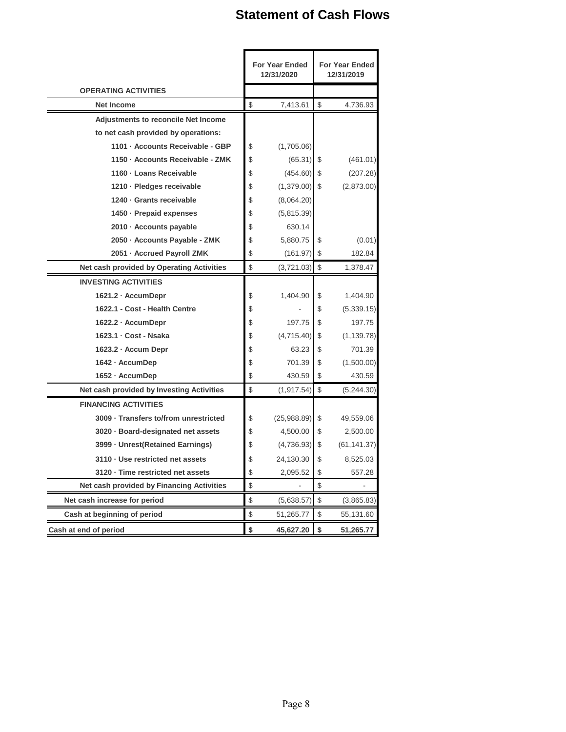# Statement of Cash Flows

| | For Year Ended 12/31/2020 | For Year Ended 12/31/2019 |
|---|---|---|
| **OPERATING ACTIVITIES** | | |
| **Net Income** | $ 7,413.61 | $ 4,736.93 |
| **Adjustments to reconcile Net Income** | | |
| **to net cash provided by operations:** | | |
| **1101 · Accounts Receivable - GBP** | $ (1,705.06) | |
| **1150 · Accounts Receivable - ZMK** | $ (65.31) | $ (461.01) |
| **1160 · Loans Receivable** | $ (454.60) | $ (207.28) |
| **1210 · Pledges receivable** | $ (1,379.00) | $ (2,873.00) |
| **1240 · Grants receivable** | $ (8,064.20) | |
| **1450 · Prepaid expenses** | $ (5,815.39) | |
| **2010 · Accounts payable** | $ 630.14 | |
| **2050 · Accounts Payable - ZMK** | $ 5,880.75 | $ (0.01) |
| **2051 · Accrued Payroll ZMK** | $ (161.97) | $ 182.84 |
| **Net cash provided by Operating Activities** | $ (3,721.03) | $ 1,378.47 |
| **INVESTING ACTIVITIES** | | |
| **1621.2 · AccumDepr** | $ 1,404.90 | $ 1,404.90 |
| **1622.1 - Cost - Health Centre** | $ - | $ (5,339.15) |
| **1622.2 · AccumDepr** | $ 197.75 | $ 197.75 |
| **1623.1 · Cost - Nsaka** | $ (4,715.40) | $ (1,139.78) |
| **1623.2 · Accum Depr** | $ 63.23 | $ 701.39 |
| **1642 · AccumDep** | $ 701.39 | $ (1,500.00) |
| **1652 · AccumDep** | $ 430.59 | $ 430.59 |
| **Net cash provided by Investing Activities** | $ (1,917.54) | $ (5,244.30) |
| **FINANCING ACTIVITIES** | | |
| **3009 · Transfers to/from unrestricted** | $ (25,988.89) | $ 49,559.06 |
| **3020 · Board-designated net assets** | $ 4,500.00 | $ 2,500.00 |
| **3999 · Unrest(Retained Earnings)** | $ (4,736.93) | $ (61,141.37) |
| **3110 · Use restricted net assets** | $ 24,130.30 | $ 8,525.03 |
| **3120 · Time restricted net assets** | $ 2,095.52 | $ 557.28 |
| **Net cash provided by Financing Activities** | $ - | $ - |
| **Net cash increase for period** | $ (5,638.57) | $ (3,865.83) |
| **Cash at beginning of period** | $ 51,265.77 | $ 55,131.60 |
| **Cash at end of period** | **$ 45,627.20** | **$ 51,265.77** |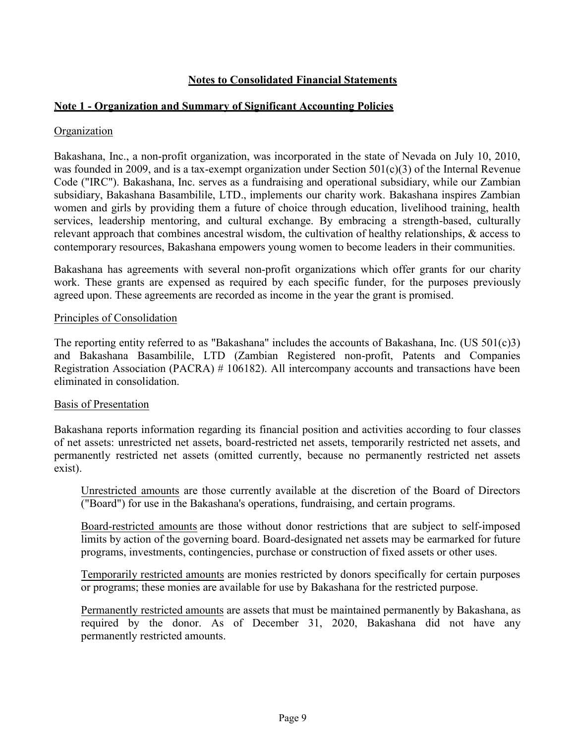# Notes to Consolidated Financial Statements

## Note 1 - Organization and Summary of Significant Accounting Policies

### Organization

Bakashana, Inc., a non-profit organization, was incorporated in the state of Nevada on July 10, 2010, was founded in 2009, and is a tax-exempt organization under Section 501(c)(3) of the Internal Revenue Code ("IRC"). Bakashana, Inc. serves as a fundraising and operational subsidiary, while our Zambian subsidiary, Bakashana Basambilile, LTD., implements our charity work. Bakashana inspires Zambian women and girls by providing them a future of choice through education, livelihood training, health services, leadership mentoring, and cultural exchange. By embracing a strength-based, culturally relevant approach that combines ancestral wisdom, the cultivation of healthy relationships, & access to contemporary resources, Bakashana empowers young women to become leaders in their communities.

Bakashana has agreements with several non-profit organizations which offer grants for our charity work. These grants are expensed as required by each specific funder, for the purposes previously agreed upon. These agreements are recorded as income in the year the grant is promised.

### Principles of Consolidation

The reporting entity referred to as "Bakashana" includes the accounts of Bakashana, Inc. (US 501(c)3) and Bakashana Basambilile, LTD (Zambian Registered non-profit, Patents and Companies Registration Association (PACRA) # 106182). All intercompany accounts and transactions have been eliminated in consolidation.

### Basis of Presentation

Bakashana reports information regarding its financial position and activities according to four classes of net assets: unrestricted net assets, board-restricted net assets, temporarily restricted net assets, and permanently restricted net assets (omitted currently, because no permanently restricted net assets exist).

Unrestricted amounts are those currently available at the discretion of the Board of Directors ("Board") for use in the Bakashana's operations, fundraising, and certain programs.

Board-restricted amounts are those without donor restrictions that are subject to self-imposed limits by action of the governing board. Board-designated net assets may be earmarked for future programs, investments, contingencies, purchase or construction of fixed assets or other uses.

Temporarily restricted amounts are monies restricted by donors specifically for certain purposes or programs; these monies are available for use by Bakashana for the restricted purpose.

Permanently restricted amounts are assets that must be maintained permanently by Bakashana, as required by the donor. As of December 31, 2020, Bakashana did not have any permanently restricted amounts.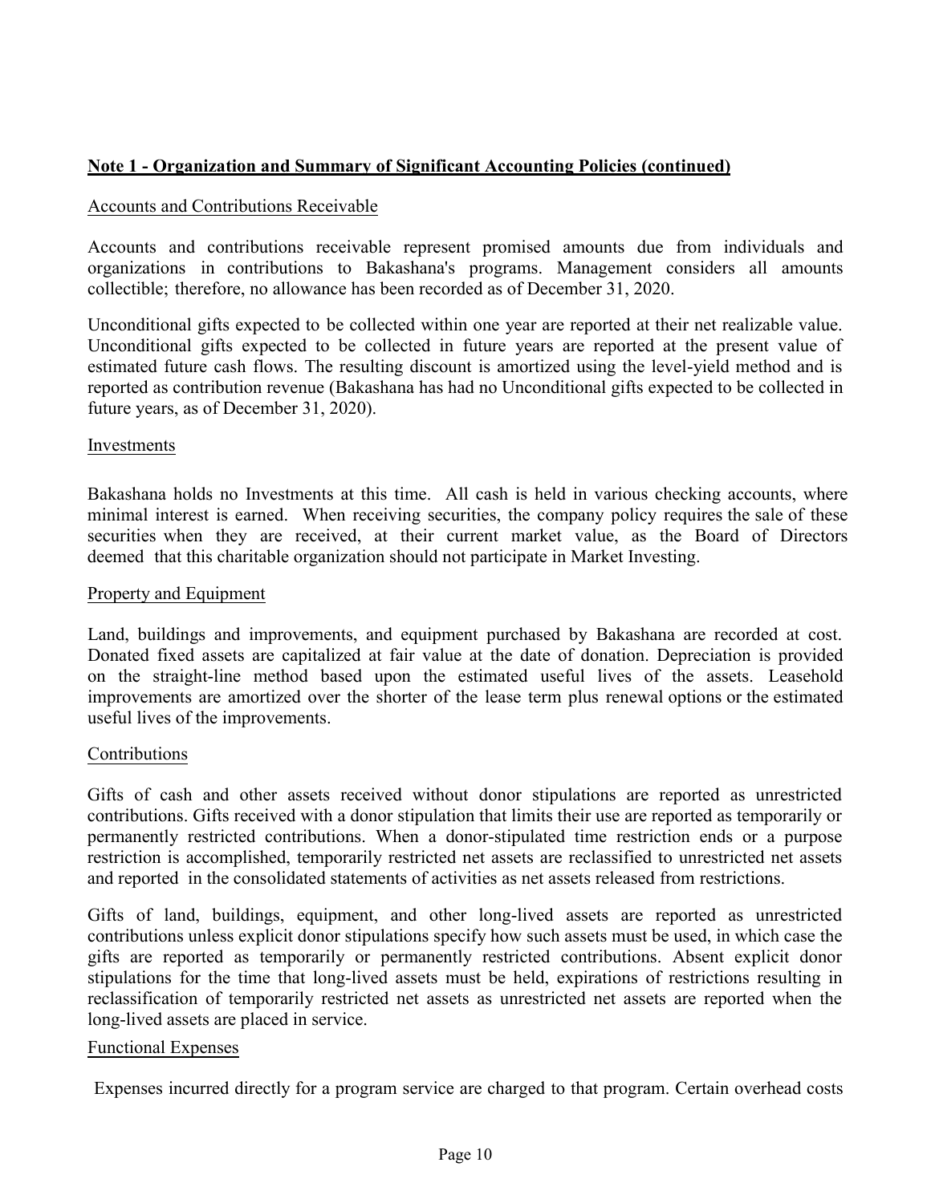## Note 1 - Organization and Summary of Significant Accounting Policies (continued)

### Accounts and Contributions Receivable

Accounts and contributions receivable represent promised amounts due from individuals and organizations in contributions to Bakashana's programs. Management considers all amounts collectible; therefore, no allowance has been recorded as of December 31, 2020.

Unconditional gifts expected to be collected within one year are reported at their net realizable value. Unconditional gifts expected to be collected in future years are reported at the present value of estimated future cash flows. The resulting discount is amortized using the level-yield method and is reported as contribution revenue (Bakashana has had no Unconditional gifts expected to be collected in future years, as of December 31, 2020).

### Investments

Bakashana holds no Investments at this time. All cash is held in various checking accounts, where minimal interest is earned. When receiving securities, the company policy requires the sale of these securities when they are received, at their current market value, as the Board of Directors deemed that this charitable organization should not participate in Market Investing.

### Property and Equipment

Land, buildings and improvements, and equipment purchased by Bakashana are recorded at cost. Donated fixed assets are capitalized at fair value at the date of donation. Depreciation is provided on the straight-line method based upon the estimated useful lives of the assets. Leasehold improvements are amortized over the shorter of the lease term plus renewal options or the estimated useful lives of the improvements.

### Contributions

Gifts of cash and other assets received without donor stipulations are reported as unrestricted contributions. Gifts received with a donor stipulation that limits their use are reported as temporarily or permanently restricted contributions. When a donor-stipulated time restriction ends or a purpose restriction is accomplished, temporarily restricted net assets are reclassified to unrestricted net assets and reported in the consolidated statements of activities as net assets released from restrictions.

Gifts of land, buildings, equipment, and other long-lived assets are reported as unrestricted contributions unless explicit donor stipulations specify how such assets must be used, in which case the gifts are reported as temporarily or permanently restricted contributions. Absent explicit donor stipulations for the time that long-lived assets must be held, expirations of restrictions resulting in reclassification of temporarily restricted net assets as unrestricted net assets are reported when the long-lived assets are placed in service.

### Functional Expenses

Expenses incurred directly for a program service are charged to that program. Certain overhead costs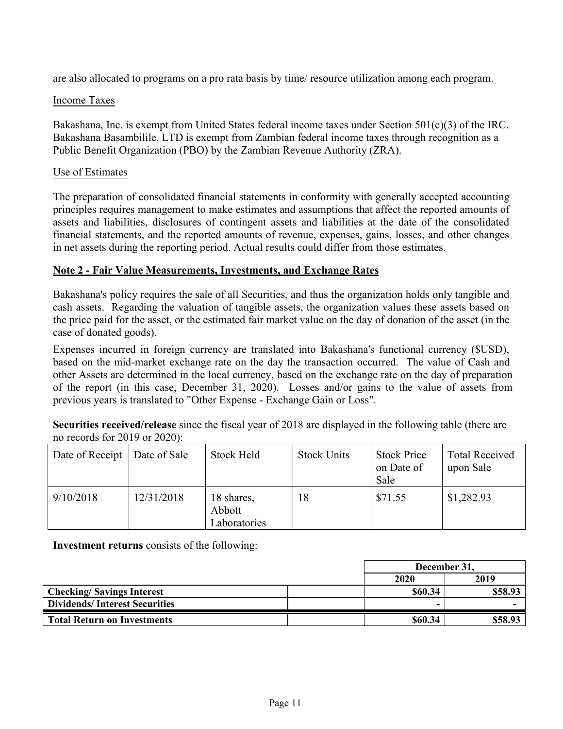are also allocated to programs on a pro rata basis by time/ resource utilization among each program.

### Income Taxes

Bakashana, Inc. is exempt from United States federal income taxes under Section 501(c)(3) of the IRC. Bakashana Basambilile, LTD is exempt from Zambian federal income taxes through recognition as a Public Benefit Organization (PBO) by the Zambian Revenue Authority (ZRA).

### Use of Estimates

The preparation of consolidated financial statements in conformity with generally accepted accounting principles requires management to make estimates and assumptions that affect the reported amounts of assets and liabilities, disclosures of contingent assets and liabilities at the date of the consolidated financial statements, and the reported amounts of revenue, expenses, gains, losses, and other changes in net assets during the reporting period. Actual results could differ from those estimates.

## Note 2 - Fair Value Measurements, Investments, and Exchange Rates

Bakashana's policy requires the sale of all Securities, and thus the organization holds only tangible and cash assets. Regarding the valuation of tangible assets, the organization values these assets based on the price paid for the asset, or the estimated fair market value on the day of donation of the asset (in the case of donated goods).

Expenses incurred in foreign currency are translated into Bakashana's functional currency ($USD), based on the mid-market exchange rate on the day the transaction occurred. The value of Cash and other Assets are determined in the local currency, based on the exchange rate on the day of preparation of the report (in this case, December 31, 2020). Losses and/or gains to the value of assets from previous years is translated to "Other Expense - Exchange Gain or Loss".

**Securities received/release** since the fiscal year of 2018 are displayed in the following table (there are no records for 2019 or 2020):

| Date of Receipt | Date of Sale | Stock Held | Stock Units | Stock Price on Date of Sale | Total Received upon Sale |
|---|---|---|---|---|---|
| 9/10/2018 | 12/31/2018 | 18 shares, Abbott Laboratories | 18 | $71.55 | $1,282.93 |

**Investment returns** consists of the following:

| | | December 31, | |
|---|---|---|---|
| | | 2020 | 2019 |
| **Checking/ Savings Interest** | | **$60.34** | **$58.93** |
| **Dividends/ Interest Securities** | | **-** | **-** |
| **Total Return on Investments** | | **$60.34** | **$58.93** |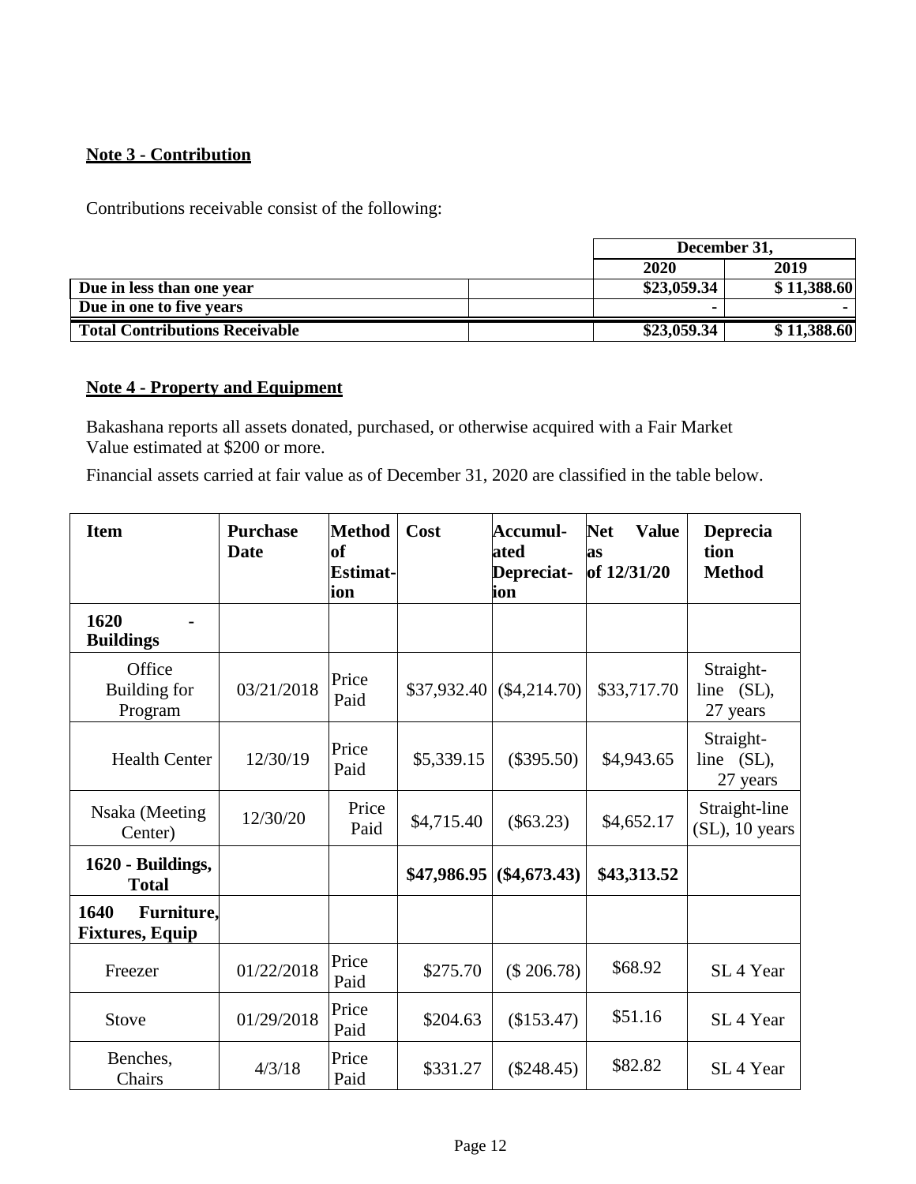## Note 3 - Contribution

Contributions receivable consist of the following:

| | | December 31, | |
|---|---|---|---|
| | | **2020** | **2019** |
| **Due in less than one year** | | **$23,059.34** | **$ 11,388.60** |
| **Due in one to five years** | | **-** | **-** |
| **Total Contributions Receivable** | | **$23,059.34** | **$ 11,388.60** |

## Note 4 - Property and Equipment

Bakashana reports all assets donated, purchased, or otherwise acquired with a Fair Market Value estimated at $200 or more.

Financial assets carried at fair value as of December 31, 2020 are classified in the table below.

| **Item** | **Purchase Date** | **Method of Estimation** | **Cost** | **Accumulated Depreciation** | **Net Value as of 12/31/20** | **Depreciation Method** |
|---|---|---|---|---|---|---|
| **1620 - Buildings** | | | | | | |
| Office Building for Program | 03/21/2018 | Price Paid | $37,932.40 | ($4,214.70) | $33,717.70 | Straight-line (SL), 27 years |
| Health Center | 12/30/19 | Price Paid | $5,339.15 | ($395.50) | $4,943.65 | Straight-line (SL), 27 years |
| Nsaka (Meeting Center) | 12/30/20 | Price Paid | $4,715.40 | ($63.23) | $4,652.17 | Straight-line (SL), 10 years |
| **1620 - Buildings, Total** | | | **$47,986.95** | **($4,673.43)** | **$43,313.52** | |
| **1640 Furniture, Fixtures, Equip** | | | | | | |
| Freezer | 01/22/2018 | Price Paid | $275.70 | ($ 206.78) | $68.92 | SL 4 Year |
| Stove | 01/29/2018 | Price Paid | $204.63 | ($153.47) | $51.16 | SL 4 Year |
| Benches, Chairs | 4/3/18 | Price Paid | $331.27 | ($248.45) | $82.82 | SL 4 Year |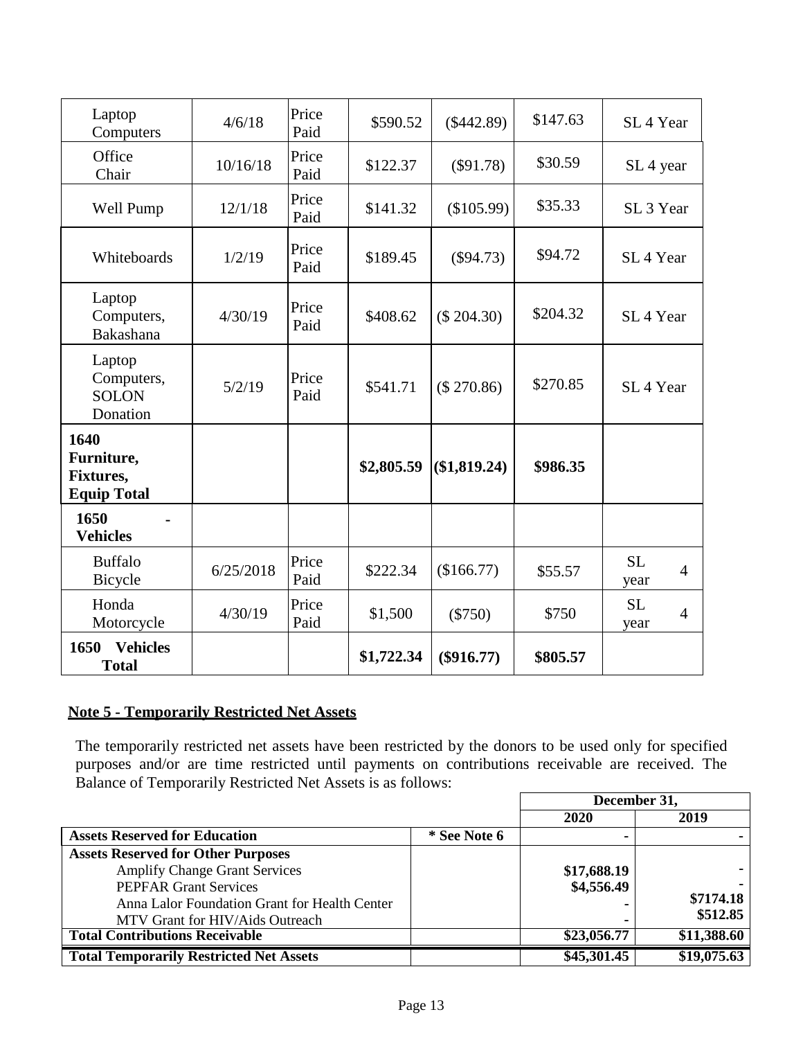| | | | | | | |
|---|---|---|---|---|---|---|
| Laptop Computers | 4/6/18 | Price Paid | $590.52 | ($442.89) | $147.63 | SL 4 Year |
| Office Chair | 10/16/18 | Price Paid | $122.37 | ($91.78) | $30.59 | SL 4 year |
| Well Pump | 12/1/18 | Price Paid | $141.32 | ($105.99) | $35.33 | SL 3 Year |
| Whiteboards | 1/2/19 | Price Paid | $189.45 | ($94.73) | $94.72 | SL 4 Year |
| Laptop Computers, Bakashana | 4/30/19 | Price Paid | $408.62 | ($ 204.30) | $204.32 | SL 4 Year |
| Laptop Computers, SOLON Donation | 5/2/19 | Price Paid | $541.71 | ($ 270.86) | $270.85 | SL 4 Year |
| **1640 Furniture, Fixtures, Equip Total** | | | **$2,805.59** | **($1,819.24)** | **$986.35** | |
| **1650 - Vehicles** | | | | | | |
| Buffalo Bicycle | 6/25/2018 | Price Paid | $222.34 | ($166.77) | $55.57 | SL 4 year |
| Honda Motorcycle | 4/30/19 | Price Paid | $1,500 | ($750) | $750 | SL 4 year |
| **1650 Vehicles Total** | | | **$1,722.34** | **($916.77)** | **$805.57** | |

## Note 5 - Temporarily Restricted Net Assets

The temporarily restricted net assets have been restricted by the donors to be used only for specified purposes and/or are time restricted until payments on contributions receivable are received. The Balance of Temporarily Restricted Net Assets is as follows:

| | | December 31, | |
|---|---|---|---|
| | | **2020** | **2019** |
| **Assets Reserved for Education** | **\* See Note 6** | - | - |
| **Assets Reserved for Other Purposes** | | | |
| Amplify Change Grant Services | | **$17,688.19** | - |
| PEPFAR Grant Services | | **$4,556.49** | - |
| Anna Lalor Foundation Grant for Health Center | | - | **$7174.18** |
| MTV Grant for HIV/Aids Outreach | | - | **$512.85** |
| **Total Contributions Receivable** | | **$23,056.77** | **$11,388.60** |
| **Total Temporarily Restricted Net Assets** | | **$45,301.45** | **$19,075.63** |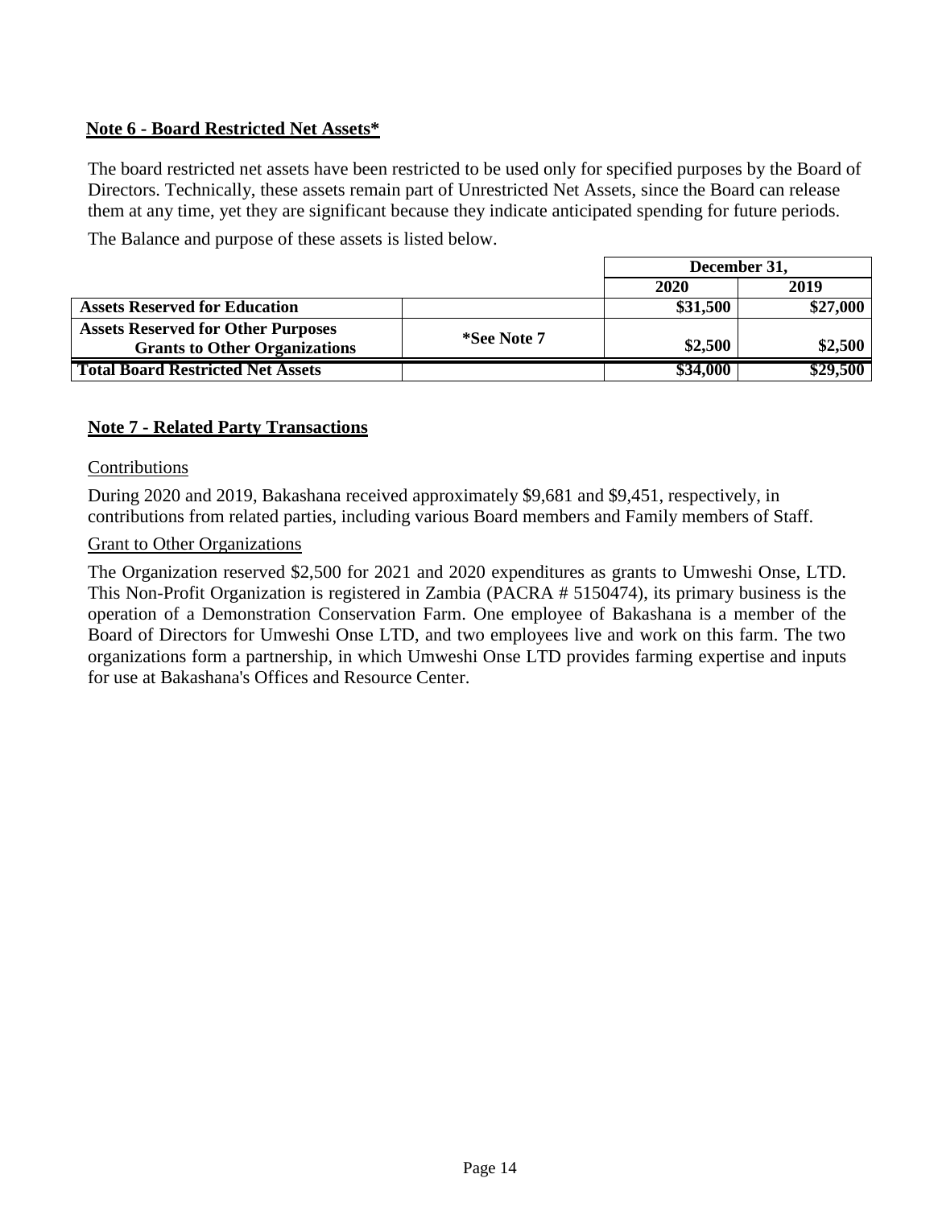## Note 6 - Board Restricted Net Assets*

The board restricted net assets have been restricted to be used only for specified purposes by the Board of Directors. Technically, these assets remain part of Unrestricted Net Assets, since the Board can release them at any time, yet they are significant because they indicate anticipated spending for future periods.

The Balance and purpose of these assets is listed below.

| | | December 31, | |
|---|---|---|---|
| | | **2020** | **2019** |
| **Assets Reserved for Education** | | **$31,500** | **$27,000** |
| **Assets Reserved for Other Purposes Grants to Other Organizations** | ***See Note 7** | **$2,500** | **$2,500** |
| **Total Board Restricted Net Assets** | | **$34,000** | **$29,500** |

## Note 7 - Related Party Transactions

Contributions

During 2020 and 2019, Bakashana received approximately $9,681 and $9,451, respectively, in contributions from related parties, including various Board members and Family members of Staff.

Grant to Other Organizations

The Organization reserved $2,500 for 2021 and 2020 expenditures as grants to Umweshi Onse, LTD. This Non-Profit Organization is registered in Zambia (PACRA # 5150474), its primary business is the operation of a Demonstration Conservation Farm. One employee of Bakashana is a member of the Board of Directors for Umweshi Onse LTD, and two employees live and work on this farm. The two organizations form a partnership, in which Umweshi Onse LTD provides farming expertise and inputs for use at Bakashana's Offices and Resource Center.